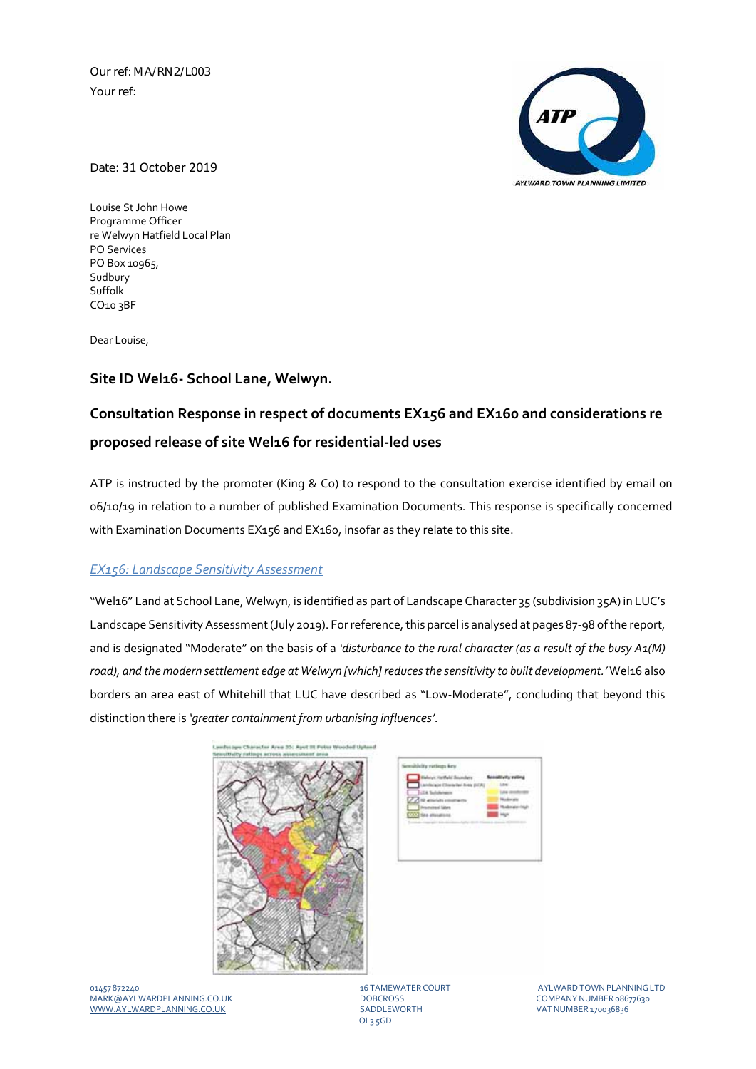Our ref: MA/RN2/L003
Your ref:

Date: 31 October 2019

Louise St John Howe
Programme Officer
re Welwyn Hatfield Local Plan
PO Services
PO Box 10965,
Sudbury
Suffolk
CO10 3BF

Dear Louise,

### Site ID Wel16- School Lane, Welwyn.

### Consultation Response in respect of documents EX156 and EX160 and considerations re proposed release of site Wel16 for residential-led uses

ATP is instructed by the promoter (King & Co) to respond to the consultation exercise identified by email on 06/10/19 in relation to a number of published Examination Documents. This response is specifically concerned with Examination Documents EX156 and EX160, insofar as they relate to this site.

*EX156: Landscape Sensitivity Assessment*

"Wel16" Land at School Lane, Welwyn, is identified as part of Landscape Character 35 (subdivision 35A) in LUC's Landscape Sensitivity Assessment (July 2019). For reference, this parcel is analysed at pages 87-98 of the report, and is designated "Moderate" on the basis of a *'disturbance to the rural character (as a result of the busy A1(M) road), and the modern settlement edge at Welwyn [which] reduces the sensitivity to built development.'* Wel16 also borders an area east of Whitehill that LUC have described as "Low-Moderate", concluding that beyond this distinction there is *'greater containment from urbanising influences'*.

01457 872240
MARK@AYLWARDPLANNING.CO.UK
WWW.AYLWARDPLANNING.CO.UK

16 TAMEWATER COURT
DOBCROSS
SADDLEWORTH
OL3 5GD

AYLWARD TOWN PLANNING LTD
COMPANY NUMBER 08677630
VAT NUMBER 170036836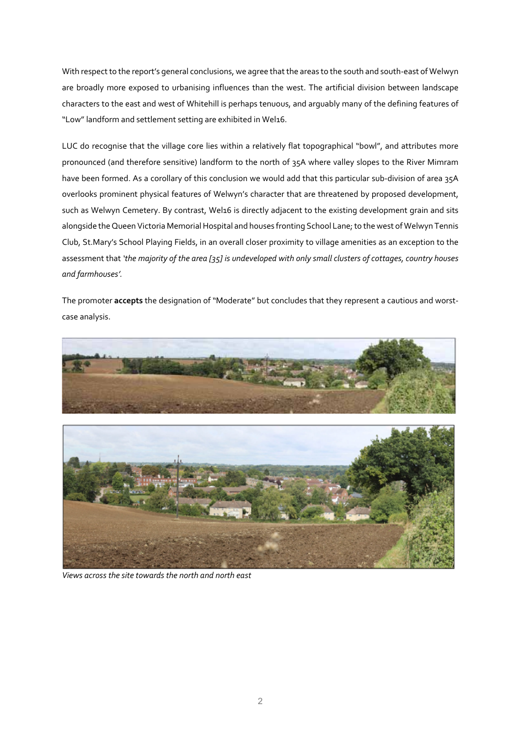With respect to the report's general conclusions, we agree that the areas to the south and south-east of Welwyn are broadly more exposed to urbanising influences than the west. The artificial division between landscape characters to the east and west of Whitehill is perhaps tenuous, and arguably many of the defining features of "Low" landform and settlement setting are exhibited in Wel16.

LUC do recognise that the village core lies within a relatively flat topographical "bowl", and attributes more pronounced (and therefore sensitive) landform to the north of 35A where valley slopes to the River Mimram have been formed. As a corollary of this conclusion we would add that this particular sub-division of area 35A overlooks prominent physical features of Welwyn's character that are threatened by proposed development, such as Welwyn Cemetery. By contrast, Wel16 is directly adjacent to the existing development grain and sits alongside the Queen Victoria Memorial Hospital and houses fronting School Lane; to the west of Welwyn Tennis Club, St.Mary's School Playing Fields, in an overall closer proximity to village amenities as an exception to the assessment that *'the majority of the area [35] is undeveloped with only small clusters of cottages, country houses and farmhouses'.*

The promoter **accepts** the designation of "Moderate" but concludes that they represent a cautious and worst-case analysis.

*Views across the site towards the north and north east*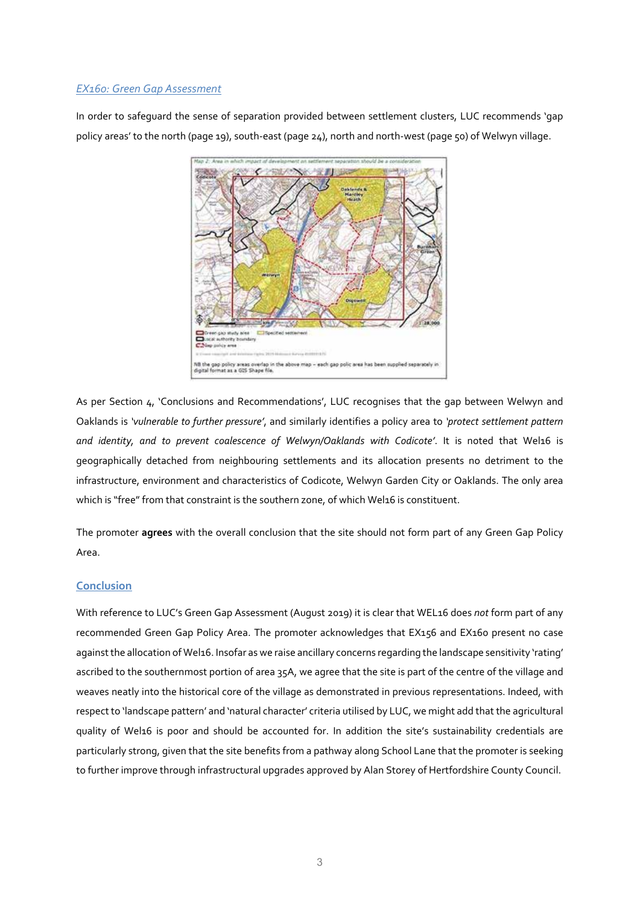*EX160: Green Gap Assessment*

In order to safeguard the sense of separation provided between settlement clusters, LUC recommends 'gap policy areas' to the north (page 19), south-east (page 24), north and north-west (page 50) of Welwyn village.

Map 2: Area in which impact of development on settlement separation should be a consideration

NB the gap policy areas overlap in the above map – each gap polic area has been supplied separately in digital format as a GIS Shape file.

As per Section 4, 'Conclusions and Recommendations', LUC recognises that the gap between Welwyn and Oaklands is *'vulnerable to further pressure'*, and similarly identifies a policy area to *'protect settlement pattern and identity, and to prevent coalescence of Welwyn/Oaklands with Codicote'*. It is noted that Wel16 is geographically detached from neighbouring settlements and its allocation presents no detriment to the infrastructure, environment and characteristics of Codicote, Welwyn Garden City or Oaklands. The only area which is "free" from that constraint is the southern zone, of which Wel16 is constituent.

The promoter **agrees** with the overall conclusion that the site should not form part of any Green Gap Policy Area.

## Conclusion

With reference to LUC's Green Gap Assessment (August 2019) it is clear that WEL16 does *not* form part of any recommended Green Gap Policy Area. The promoter acknowledges that EX156 and EX160 present no case against the allocation of Wel16. Insofar as we raise ancillary concerns regarding the landscape sensitivity 'rating' ascribed to the southernmost portion of area 35A, we agree that the site is part of the centre of the village and weaves neatly into the historical core of the village as demonstrated in previous representations. Indeed, with respect to 'landscape pattern' and 'natural character' criteria utilised by LUC, we might add that the agricultural quality of Wel16 is poor and should be accounted for. In addition the site's sustainability credentials are particularly strong, given that the site benefits from a pathway along School Lane that the promoter is seeking to further improve through infrastructural upgrades approved by Alan Storey of Hertfordshire County Council.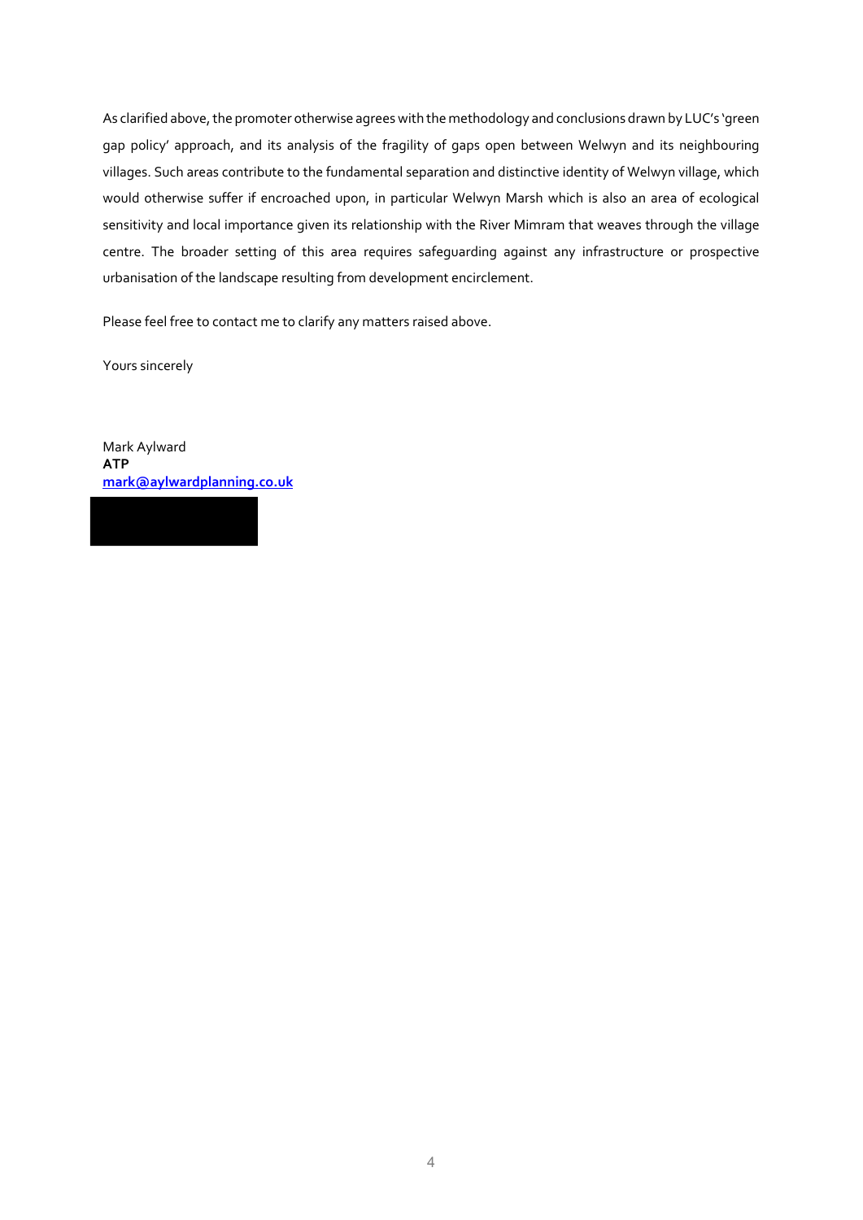As clarified above, the promoter otherwise agrees with the methodology and conclusions drawn by LUC's 'green gap policy' approach, and its analysis of the fragility of gaps open between Welwyn and its neighbouring villages. Such areas contribute to the fundamental separation and distinctive identity of Welwyn village, which would otherwise suffer if encroached upon, in particular Welwyn Marsh which is also an area of ecological sensitivity and local importance given its relationship with the River Mimram that weaves through the village centre. The broader setting of this area requires safeguarding against any infrastructure or prospective urbanisation of the landscape resulting from development encirclement.

Please feel free to contact me to clarify any matters raised above.

Yours sincerely

Mark Aylward
**ATP**
**mark@aylwardplanning.co.uk**